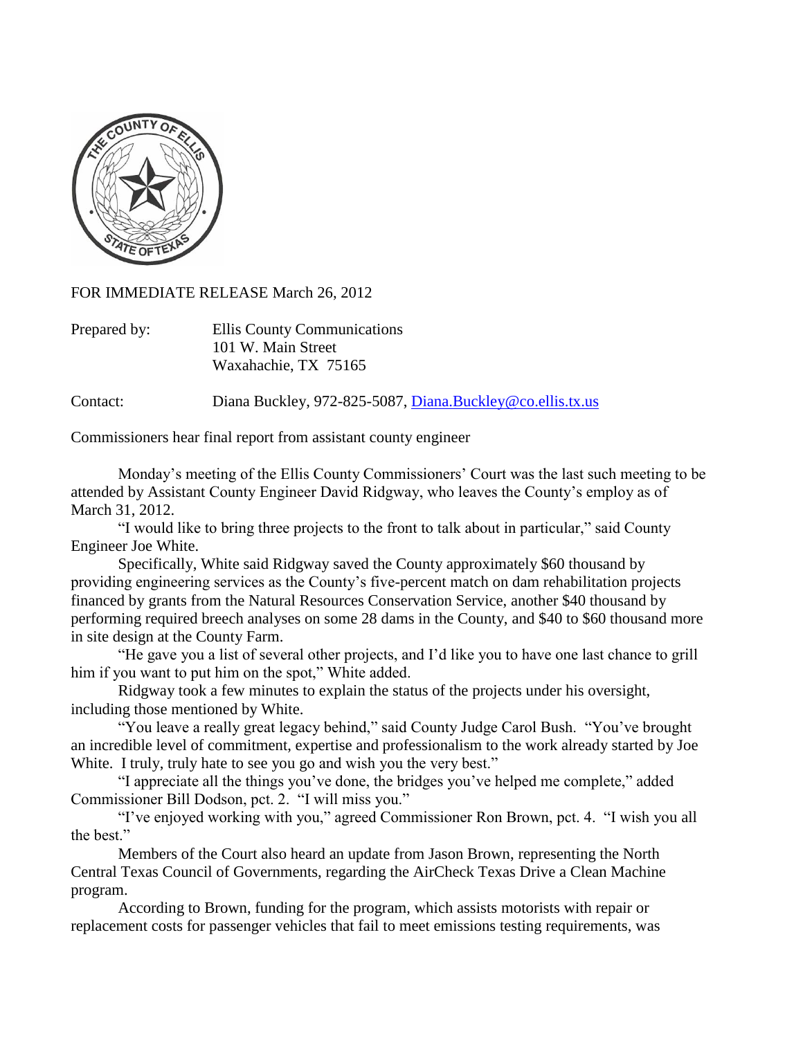FOR IMMEDIATE RELEASE March 26, 2012

Prepared by: Ellis County Communications
101 W. Main Street
Waxahachie, TX 75165

Contact: Diana Buckley, 972-825-5087, [Diana.Buckley@co.ellis.tx.us](mailto:Diana.Buckley@co.ellis.tx.us)

Commissioners hear final report from assistant county engineer

Monday's meeting of the Ellis County Commissioners' Court was the last such meeting to be attended by Assistant County Engineer David Ridgway, who leaves the County's employ as of March 31, 2012.

"I would like to bring three projects to the front to talk about in particular," said County Engineer Joe White.

Specifically, White said Ridgway saved the County approximately $60 thousand by providing engineering services as the County's five-percent match on dam rehabilitation projects financed by grants from the Natural Resources Conservation Service, another $40 thousand by performing required breech analyses on some 28 dams in the County, and $40 to $60 thousand more in site design at the County Farm.

"He gave you a list of several other projects, and I'd like you to have one last chance to grill him if you want to put him on the spot," White added.

Ridgway took a few minutes to explain the status of the projects under his oversight, including those mentioned by White.

"You leave a really great legacy behind," said County Judge Carol Bush. "You've brought an incredible level of commitment, expertise and professionalism to the work already started by Joe White. I truly, truly hate to see you go and wish you the very best."

"I appreciate all the things you've done, the bridges you've helped me complete," added Commissioner Bill Dodson, pct. 2. "I will miss you."

"I've enjoyed working with you," agreed Commissioner Ron Brown, pct. 4. "I wish you all the best."

Members of the Court also heard an update from Jason Brown, representing the North Central Texas Council of Governments, regarding the AirCheck Texas Drive a Clean Machine program.

According to Brown, funding for the program, which assists motorists with repair or replacement costs for passenger vehicles that fail to meet emissions testing requirements, was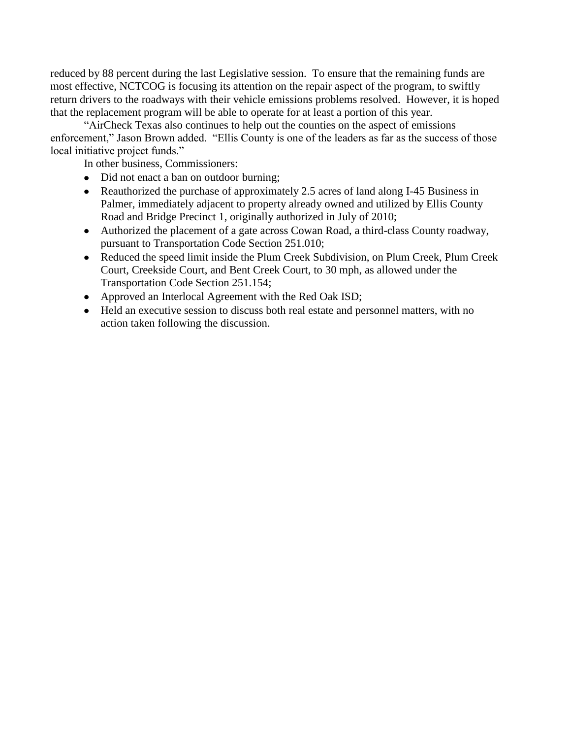reduced by 88 percent during the last Legislative session. To ensure that the remaining funds are most effective, NCTCOG is focusing its attention on the repair aspect of the program, to swiftly return drivers to the roadways with their vehicle emissions problems resolved. However, it is hoped that the replacement program will be able to operate for at least a portion of this year.

"AirCheck Texas also continues to help out the counties on the aspect of emissions enforcement," Jason Brown added. "Ellis County is one of the leaders as far as the success of those local initiative project funds."

In other business, Commissioners:

- Did not enact a ban on outdoor burning;
- Reauthorized the purchase of approximately 2.5 acres of land along I-45 Business in Palmer, immediately adjacent to property already owned and utilized by Ellis County Road and Bridge Precinct 1, originally authorized in July of 2010;
- Authorized the placement of a gate across Cowan Road, a third-class County roadway, pursuant to Transportation Code Section 251.010;
- Reduced the speed limit inside the Plum Creek Subdivision, on Plum Creek, Plum Creek Court, Creekside Court, and Bent Creek Court, to 30 mph, as allowed under the Transportation Code Section 251.154;
- Approved an Interlocal Agreement with the Red Oak ISD;
- Held an executive session to discuss both real estate and personnel matters, with no action taken following the discussion.